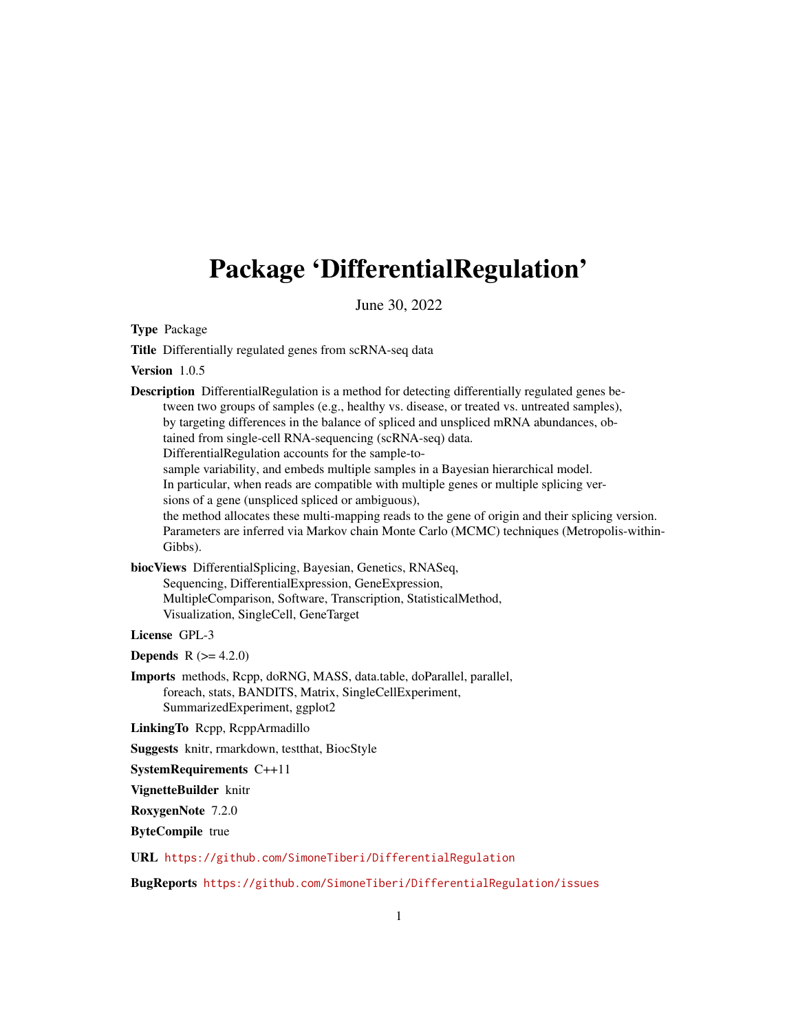# Package 'DifferentialRegulation'

June 30, 2022

**Type** Package

**Title** Differentially regulated genes from scRNA-seq data

**Version** 1.0.5

**Description** DifferentialRegulation is a method for detecting differentially regulated genes between two groups of samples (e.g., healthy vs. disease, or treated vs. untreated samples), by targeting differences in the balance of spliced and unspliced mRNA abundances, obtained from single-cell RNA-sequencing (scRNA-seq) data.
DifferentialRegulation accounts for the sample-to-sample variability, and embeds multiple samples in a Bayesian hierarchical model.
In particular, when reads are compatible with multiple genes or multiple splicing versions of a gene (unspliced spliced or ambiguous),
the method allocates these multi-mapping reads to the gene of origin and their splicing version.
Parameters are inferred via Markov chain Monte Carlo (MCMC) techniques (Metropolis-within-Gibbs).

**biocViews** DifferentialSplicing, Bayesian, Genetics, RNASeq, Sequencing, DifferentialExpression, GeneExpression, MultipleComparison, Software, Transcription, StatisticalMethod, Visualization, SingleCell, GeneTarget

**License** GPL-3

**Depends** R (>= 4.2.0)

**Imports** methods, Rcpp, doRNG, MASS, data.table, doParallel, parallel, foreach, stats, BANDITS, Matrix, SingleCellExperiment, SummarizedExperiment, ggplot2

**LinkingTo** Rcpp, RcppArmadillo

**Suggests** knitr, rmarkdown, testthat, BiocStyle

**SystemRequirements** C++11

**VignetteBuilder** knitr

**RoxygenNote** 7.2.0

**ByteCompile** true

**URL** https://github.com/SimoneTiberi/DifferentialRegulation

**BugReports** https://github.com/SimoneTiberi/DifferentialRegulation/issues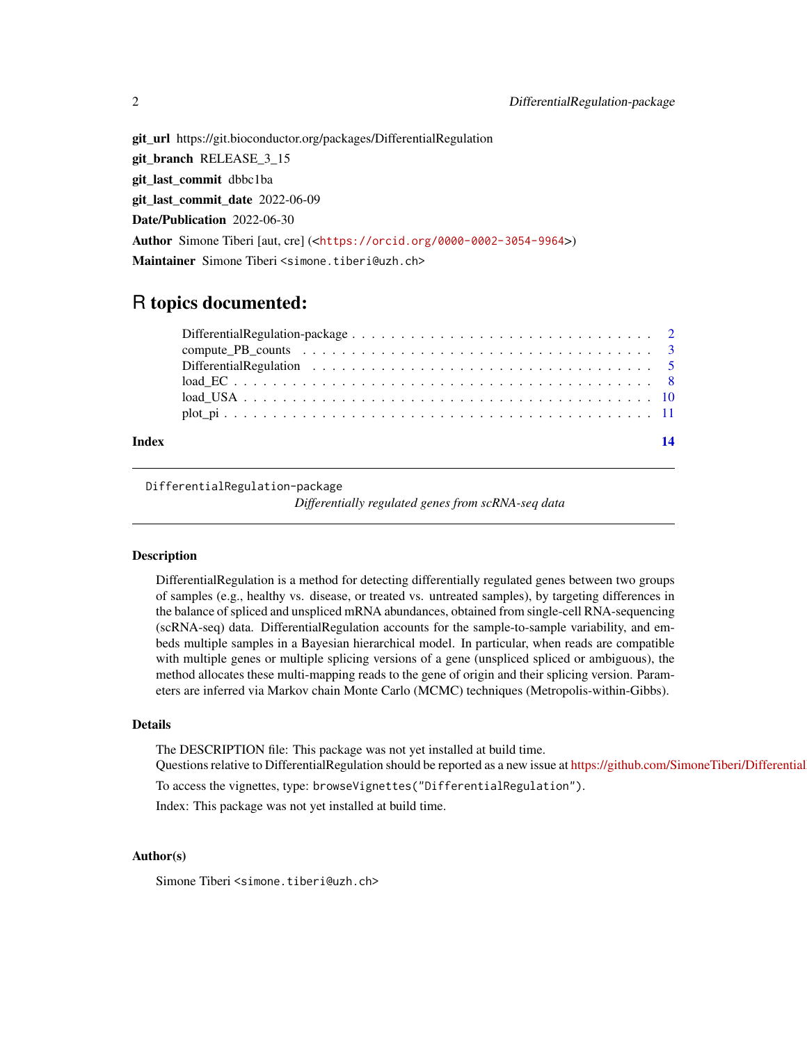**git_url** https://git.bioconductor.org/packages/DifferentialRegulation

**git_branch** RELEASE_3_15

**git_last_commit** dbbc1ba

**git_last_commit_date** 2022-06-09

**Date/Publication** 2022-06-30

**Author** Simone Tiberi [aut, cre] (<https://orcid.org/0000-0002-3054-9964>)

**Maintainer** Simone Tiberi <simone.tiberi@uzh.ch>

# R topics documented:

| | |
|---|---|
| DifferentialRegulation-package | 2 |
| compute_PB_counts | 3 |
| DifferentialRegulation | 5 |
| load_EC | 8 |
| load_USA | 10 |
| plot_pi | 11 |
| **Index** | **14** |

---

## DifferentialRegulation-package

*Differentially regulated genes from scRNA-seq data*

---

### Description

DifferentialRegulation is a method for detecting differentially regulated genes between two groups of samples (e.g., healthy vs. disease, or treated vs. untreated samples), by targeting differences in the balance of spliced and unspliced mRNA abundances, obtained from single-cell RNA-sequencing (scRNA-seq) data. DifferentialRegulation accounts for the sample-to-sample variability, and embeds multiple samples in a Bayesian hierarchical model. In particular, when reads are compatible with multiple genes or multiple splicing versions of a gene (unspliced spliced or ambiguous), the method allocates these multi-mapping reads to the gene of origin and their splicing version. Parameters are inferred via Markov chain Monte Carlo (MCMC) techniques (Metropolis-within-Gibbs).

### Details

The DESCRIPTION file: This package was not yet installed at build time.
Questions relative to DifferentialRegulation should be reported as a new issue at https://github.com/SimoneTiberi/Differential

To access the vignettes, type: `browseVignettes("DifferentialRegulation")`.

Index: This package was not yet installed at build time.

### Author(s)

Simone Tiberi <simone.tiberi@uzh.ch>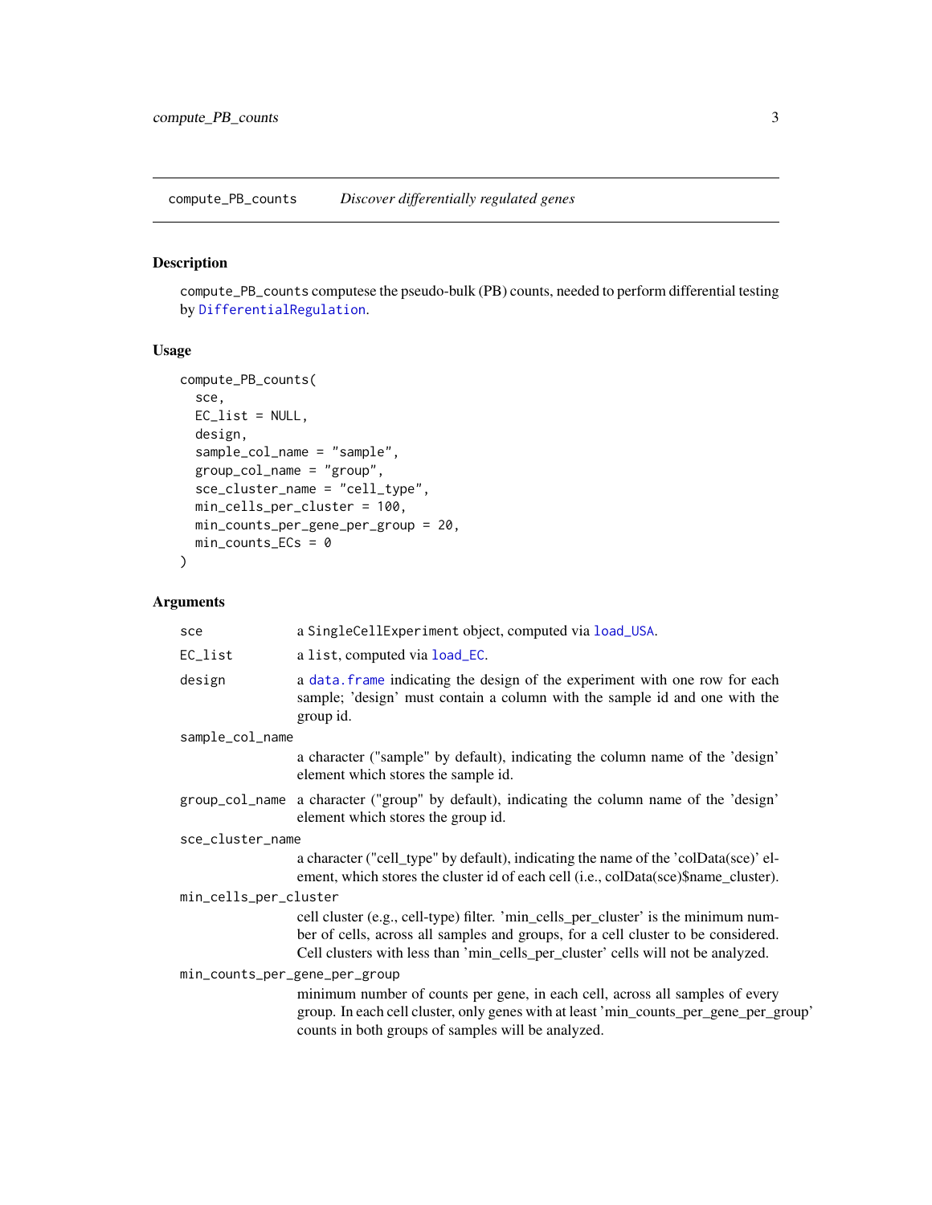## compute_PB_counts — *Discover differentially regulated genes*

### Description

`compute_PB_counts` computese the pseudo-bulk (PB) counts, needed to perform differential testing by `DifferentialRegulation`.

### Usage

```
compute_PB_counts(
  sce,
  EC_list = NULL,
  design,
  sample_col_name = "sample",
  group_col_name = "group",
  sce_cluster_name = "cell_type",
  min_cells_per_cluster = 100,
  min_counts_per_gene_per_group = 20,
  min_counts_ECs = 0
)
```

### Arguments

| Argument | Description |
|---|---|
| `sce` | a `SingleCellExperiment` object, computed via `load_USA`. |
| `EC_list` | a list, computed via `load_EC`. |
| `design` | a `data.frame` indicating the design of the experiment with one row for each sample; 'design' must contain a column with the sample id and one with the group id. |
| `sample_col_name` | a character ("sample" by default), indicating the column name of the 'design' element which stores the sample id. |
| `group_col_name` | a character ("group" by default), indicating the column name of the 'design' element which stores the group id. |
| `sce_cluster_name` | a character ("cell_type" by default), indicating the name of the 'colData(sce)' element, which stores the cluster id of each cell (i.e., colData(sce)$name_cluster). |
| `min_cells_per_cluster` | cell cluster (e.g., cell-type) filter. 'min_cells_per_cluster' is the minimum number of cells, across all samples and groups, for a cell cluster to be considered. Cell clusters with less than 'min_cells_per_cluster' cells will not be analyzed. |
| `min_counts_per_gene_per_group` | minimum number of counts per gene, in each cell, across all samples of every group. In each cell cluster, only genes with at least 'min_counts_per_gene_per_group' counts in both groups of samples will be analyzed. |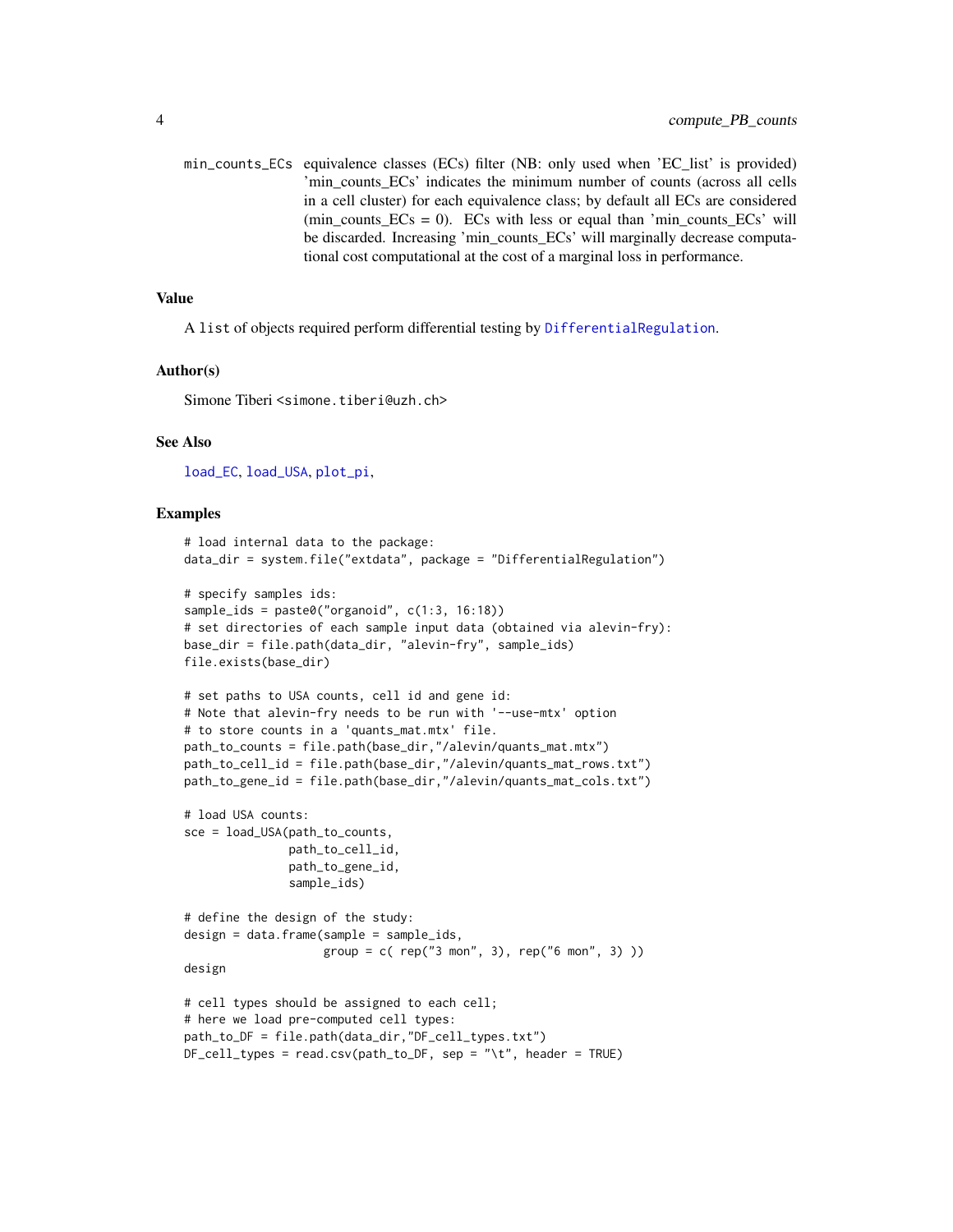min_counts_ECs equivalence classes (ECs) filter (NB: only used when 'EC_list' is provided) 'min_counts_ECs' indicates the minimum number of counts (across all cells in a cell cluster) for each equivalence class; by default all ECs are considered (min_counts_ECs = 0). ECs with less or equal than 'min_counts_ECs' will be discarded. Increasing 'min_counts_ECs' will marginally decrease computational cost computational at the cost of a marginal loss in performance.

## Value

A list of objects required perform differential testing by DifferentialRegulation.

## Author(s)

Simone Tiberi <simone.tiberi@uzh.ch>

## See Also

load_EC, load_USA, plot_pi,

## Examples

```
# load internal data to the package:
data_dir = system.file("extdata", package = "DifferentialRegulation")

# specify samples ids:
sample_ids = paste0("organoid", c(1:3, 16:18))
# set directories of each sample input data (obtained via alevin-fry):
base_dir = file.path(data_dir, "alevin-fry", sample_ids)
file.exists(base_dir)

# set paths to USA counts, cell id and gene id:
# Note that alevin-fry needs to be run with '--use-mtx' option
# to store counts in a 'quants_mat.mtx' file.
path_to_counts = file.path(base_dir,"/alevin/quants_mat.mtx")
path_to_cell_id = file.path(base_dir,"/alevin/quants_mat_rows.txt")
path_to_gene_id = file.path(base_dir,"/alevin/quants_mat_cols.txt")

# load USA counts:
sce = load_USA(path_to_counts,
               path_to_cell_id,
               path_to_gene_id,
               sample_ids)

# define the design of the study:
design = data.frame(sample = sample_ids,
                    group = c( rep("3 mon", 3), rep("6 mon", 3) ))
design

# cell types should be assigned to each cell;
# here we load pre-computed cell types:
path_to_DF = file.path(data_dir,"DF_cell_types.txt")
DF_cell_types = read.csv(path_to_DF, sep = "\t", header = TRUE)
```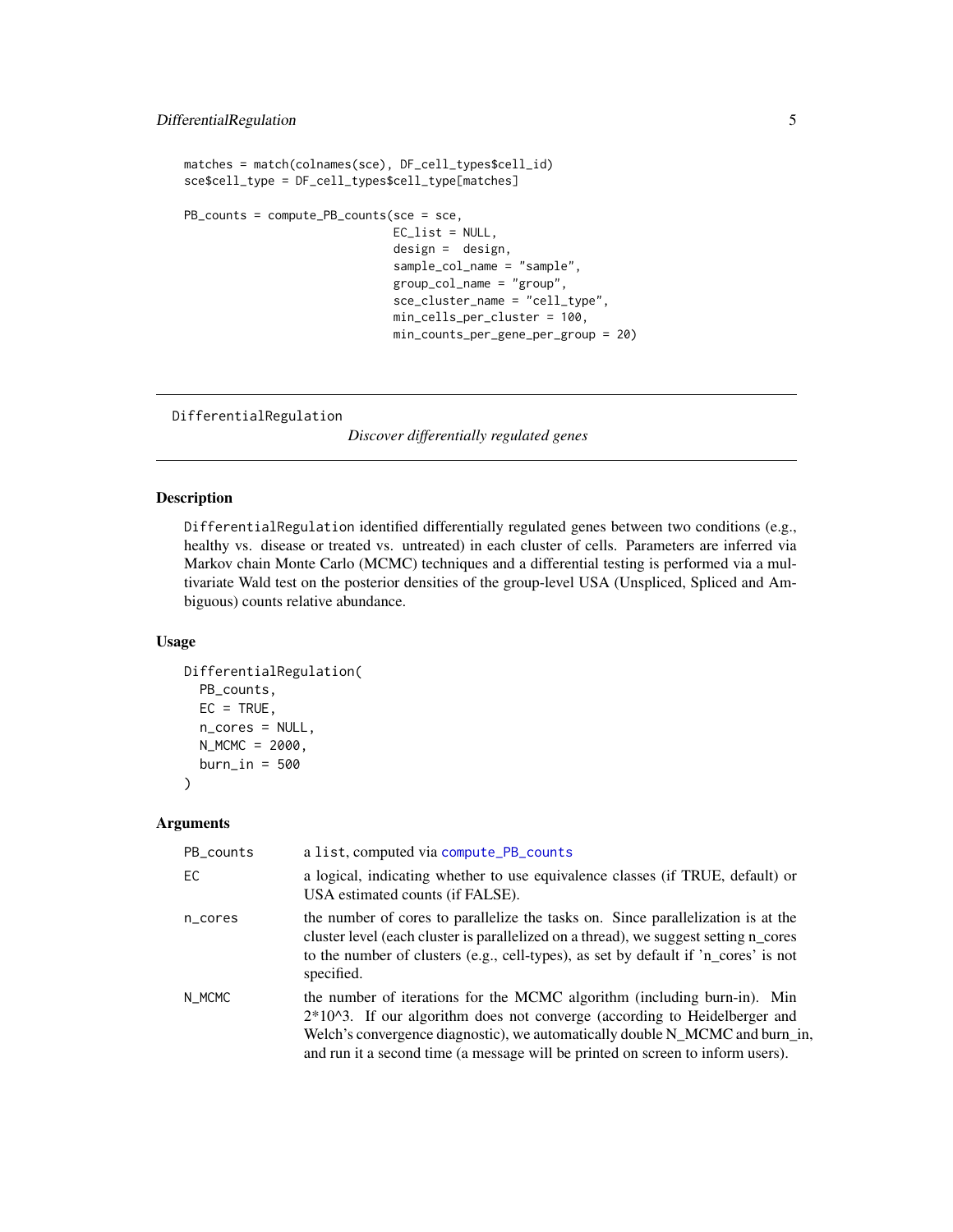```
matches = match(colnames(sce), DF_cell_types$cell_id)
sce$cell_type = DF_cell_types$cell_type[matches]

PB_counts = compute_PB_counts(sce = sce,
                              EC_list = NULL,
                              design =  design,
                              sample_col_name = "sample",
                              group_col_name = "group",
                              sce_cluster_name = "cell_type",
                              min_cells_per_cluster = 100,
                              min_counts_per_gene_per_group = 20)
```

---

## DifferentialRegulation *Discover differentially regulated genes*

---

### Description

DifferentialRegulation identified differentially regulated genes between two conditions (e.g., healthy vs. disease or treated vs. untreated) in each cluster of cells. Parameters are inferred via Markov chain Monte Carlo (MCMC) techniques and a differential testing is performed via a multivariate Wald test on the posterior densities of the group-level USA (Unspliced, Spliced and Ambiguous) counts relative abundance.

### Usage

```
DifferentialRegulation(
  PB_counts,
  EC = TRUE,
  n_cores = NULL,
  N_MCMC = 2000,
  burn_in = 500
)
```

### Arguments

| | |
|---|---|
| PB_counts | a list, computed via compute_PB_counts |
| EC | a logical, indicating whether to use equivalence classes (if TRUE, default) or USA estimated counts (if FALSE). |
| n_cores | the number of cores to parallelize the tasks on. Since parallelization is at the cluster level (each cluster is parallelized on a thread), we suggest setting n_cores to the number of clusters (e.g., cell-types), as set by default if 'n_cores' is not specified. |
| N_MCMC | the number of iterations for the MCMC algorithm (including burn-in). Min $2*10^3$. If our algorithm does not converge (according to Heidelberger and Welch's convergence diagnostic), we automatically double N_MCMC and burn_in, and run it a second time (a message will be printed on screen to inform users). |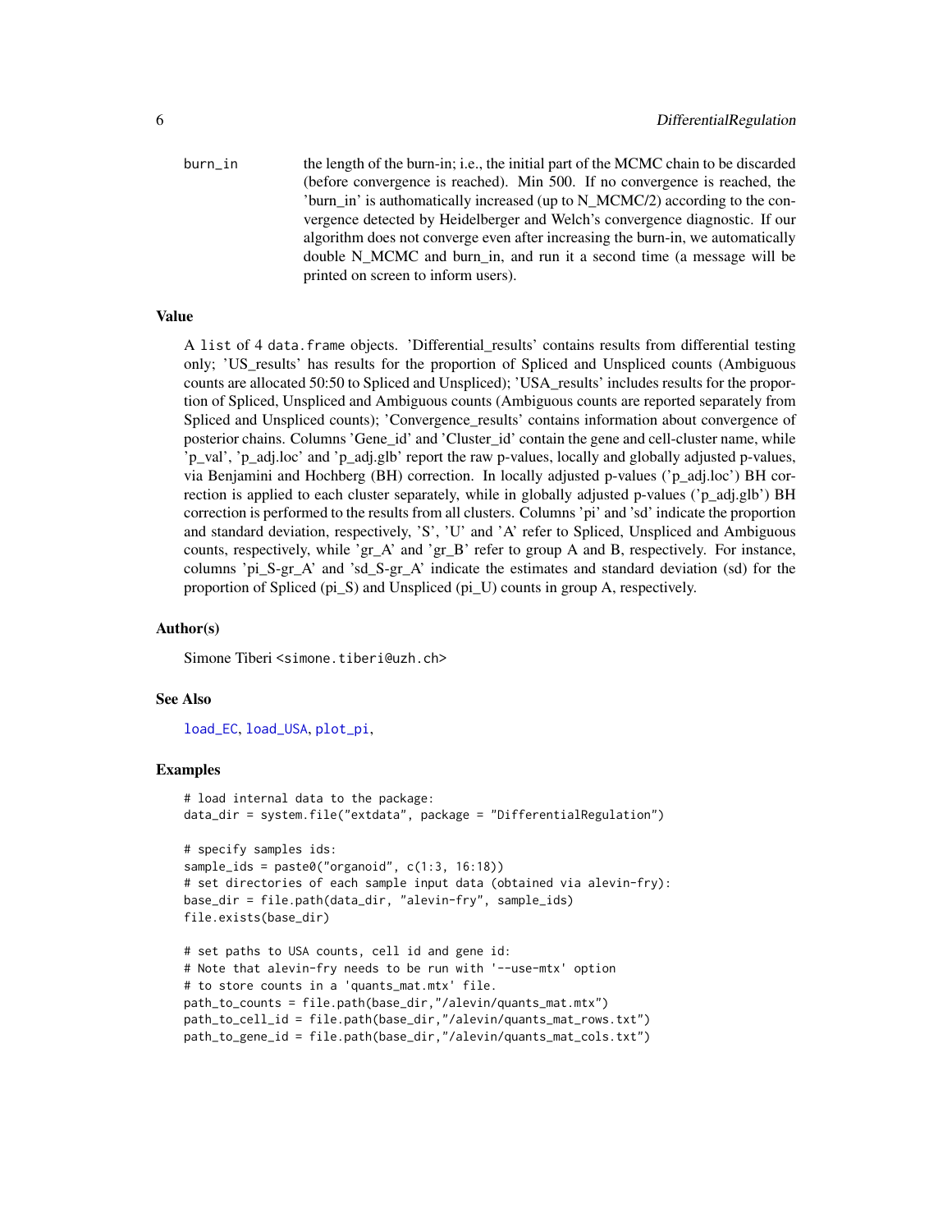burn_in the length of the burn-in; i.e., the initial part of the MCMC chain to be discarded (before convergence is reached). Min 500. If no convergence is reached, the 'burn_in' is authomatically increased (up to N_MCMC/2) according to the convergence detected by Heidelberger and Welch's convergence diagnostic. If our algorithm does not converge even after increasing the burn-in, we automatically double N_MCMC and burn_in, and run it a second time (a message will be printed on screen to inform users).

## Value

A list of 4 data.frame objects. 'Differential_results' contains results from differential testing only; 'US_results' has results for the proportion of Spliced and Unspliced counts (Ambiguous counts are allocated 50:50 to Spliced and Unspliced); 'USA_results' includes results for the proportion of Spliced, Unspliced and Ambiguous counts (Ambiguous counts are reported separately from Spliced and Unspliced counts); 'Convergence_results' contains information about convergence of posterior chains. Columns 'Gene_id' and 'Cluster_id' contain the gene and cell-cluster name, while 'p_val', 'p_adj.loc' and 'p_adj.glb' report the raw p-values, locally and globally adjusted p-values, via Benjamini and Hochberg (BH) correction. In locally adjusted p-values ('p_adj.loc') BH correction is applied to each cluster separately, while in globally adjusted p-values ('p_adj.glb') BH correction is performed to the results from all clusters. Columns 'pi' and 'sd' indicate the proportion and standard deviation, respectively, 'S', 'U' and 'A' refer to Spliced, Unspliced and Ambiguous counts, respectively, while 'gr_A' and 'gr_B' refer to group A and B, respectively. For instance, columns 'pi_S-gr_A' and 'sd_S-gr_A' indicate the estimates and standard deviation (sd) for the proportion of Spliced (pi_S) and Unspliced (pi_U) counts in group A, respectively.

## Author(s)

Simone Tiberi <simone.tiberi@uzh.ch>

## See Also

load_EC, load_USA, plot_pi,

## Examples

```
# load internal data to the package:
data_dir = system.file("extdata", package = "DifferentialRegulation")

# specify samples ids:
sample_ids = paste0("organoid", c(1:3, 16:18))
# set directories of each sample input data (obtained via alevin-fry):
base_dir = file.path(data_dir, "alevin-fry", sample_ids)
file.exists(base_dir)

# set paths to USA counts, cell id and gene id:
# Note that alevin-fry needs to be run with '--use-mtx' option
# to store counts in a 'quants_mat.mtx' file.
path_to_counts = file.path(base_dir,"/alevin/quants_mat.mtx")
path_to_cell_id = file.path(base_dir,"/alevin/quants_mat_rows.txt")
path_to_gene_id = file.path(base_dir,"/alevin/quants_mat_cols.txt")
```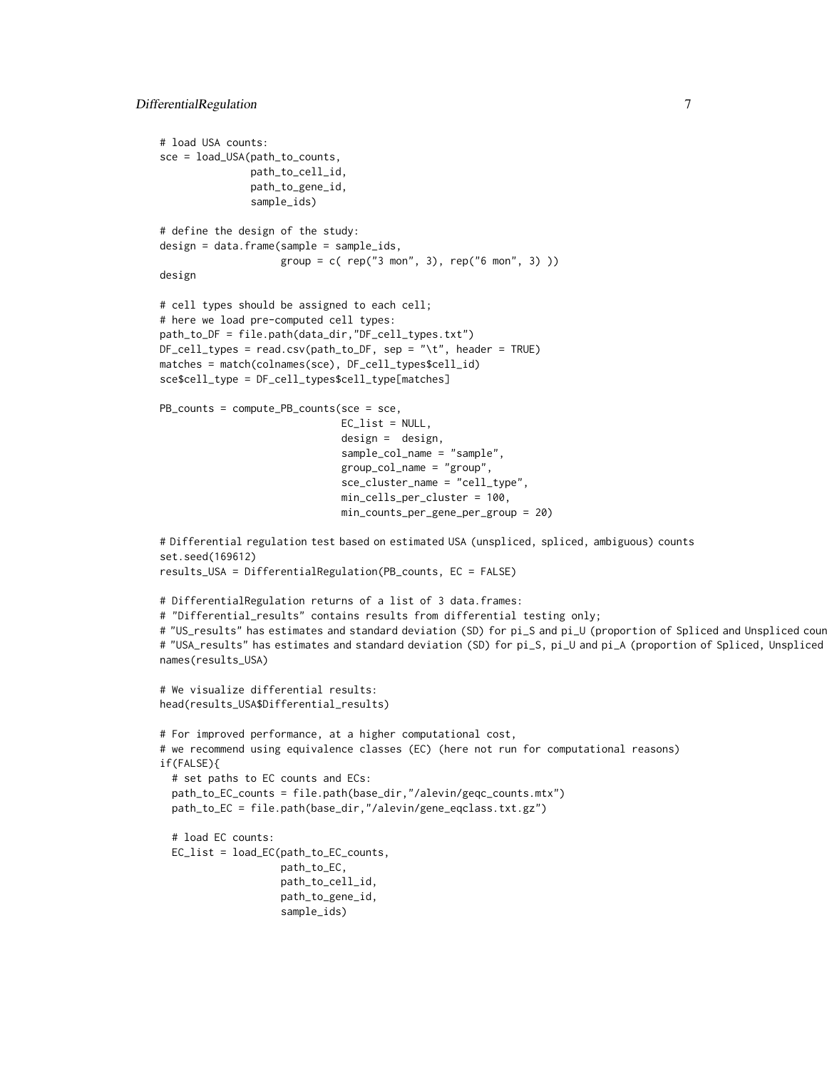```
# load USA counts:
sce = load_USA(path_to_counts,
               path_to_cell_id,
               path_to_gene_id,
               sample_ids)

# define the design of the study:
design = data.frame(sample = sample_ids,
                    group = c( rep("3 mon", 3), rep("6 mon", 3) ))
design

# cell types should be assigned to each cell;
# here we load pre-computed cell types:
path_to_DF = file.path(data_dir,"DF_cell_types.txt")
DF_cell_types = read.csv(path_to_DF, sep = "\t", header = TRUE)
matches = match(colnames(sce), DF_cell_types$cell_id)
sce$cell_type = DF_cell_types$cell_type[matches]

PB_counts = compute_PB_counts(sce = sce,
                              EC_list = NULL,
                              design =  design,
                              sample_col_name = "sample",
                              group_col_name = "group",
                              sce_cluster_name = "cell_type",
                              min_cells_per_cluster = 100,
                              min_counts_per_gene_per_group = 20)

# Differential regulation test based on estimated USA (unspliced, spliced, ambiguous) counts
set.seed(169612)
results_USA = DifferentialRegulation(PB_counts, EC = FALSE)

# DifferentialRegulation returns of a list of 3 data.frames:
# "Differential_results" contains results from differential testing only;
# "US_results" has estimates and standard deviation (SD) for pi_S and pi_U (proportion of Spliced and Unspliced coun
# "USA_results" has estimates and standard deviation (SD) for pi_S, pi_U and pi_A (proportion of Spliced, Unspliced
names(results_USA)

# We visualize differential results:
head(results_USA$Differential_results)

# For improved performance, at a higher computational cost,
# we recommend using equivalence classes (EC) (here not run for computational reasons)
if(FALSE){
  # set paths to EC counts and ECs:
  path_to_EC_counts = file.path(base_dir,"/alevin/geqc_counts.mtx")
  path_to_EC = file.path(base_dir,"/alevin/gene_eqclass.txt.gz")

  # load EC counts:
  EC_list = load_EC(path_to_EC_counts,
                    path_to_EC,
                    path_to_cell_id,
                    path_to_gene_id,
                    sample_ids)
```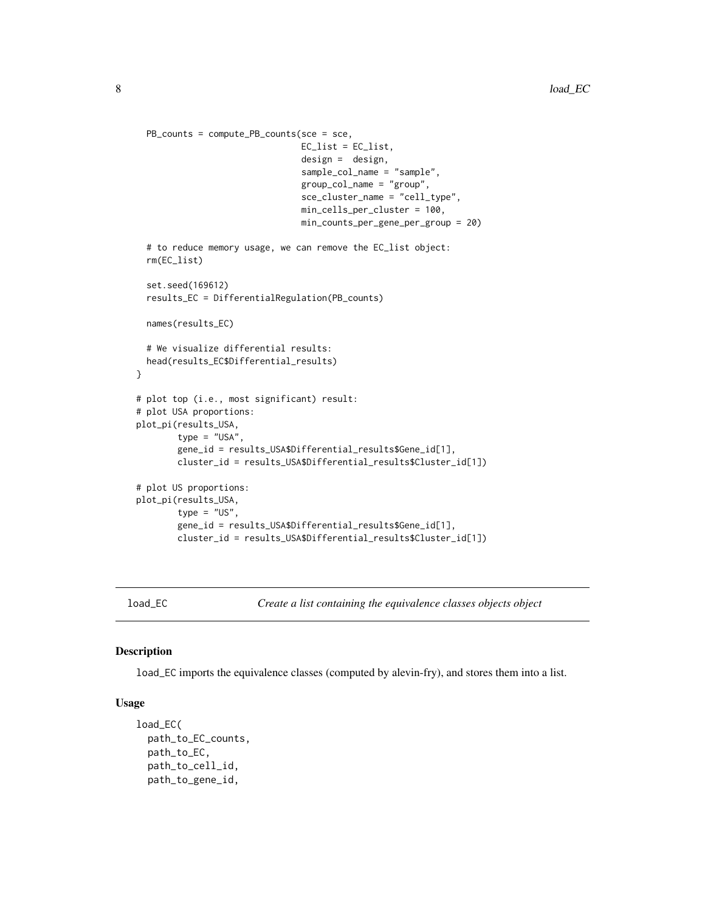```
  PB_counts = compute_PB_counts(sce = sce,
                                EC_list = EC_list,
                                design =  design,
                                sample_col_name = "sample",
                                group_col_name = "group",
                                sce_cluster_name = "cell_type",
                                min_cells_per_cluster = 100,
                                min_counts_per_gene_per_group = 20)

  # to reduce memory usage, we can remove the EC_list object:
  rm(EC_list)

  set.seed(169612)
  results_EC = DifferentialRegulation(PB_counts)

  names(results_EC)

  # We visualize differential results:
  head(results_EC$Differential_results)
}

# plot top (i.e., most significant) result:
# plot USA proportions:
plot_pi(results_USA,
        type = "USA",
        gene_id = results_USA$Differential_results$Gene_id[1],
        cluster_id = results_USA$Differential_results$Cluster_id[1])

# plot US proportions:
plot_pi(results_USA,
        type = "US",
        gene_id = results_USA$Differential_results$Gene_id[1],
        cluster_id = results_USA$Differential_results$Cluster_id[1])
```

## load_EC — *Create a list containing the equivalence classes objects object*

### Description

load_EC imports the equivalence classes (computed by alevin-fry), and stores them into a list.

### Usage

```
load_EC(
  path_to_EC_counts,
  path_to_EC,
  path_to_cell_id,
  path_to_gene_id,
```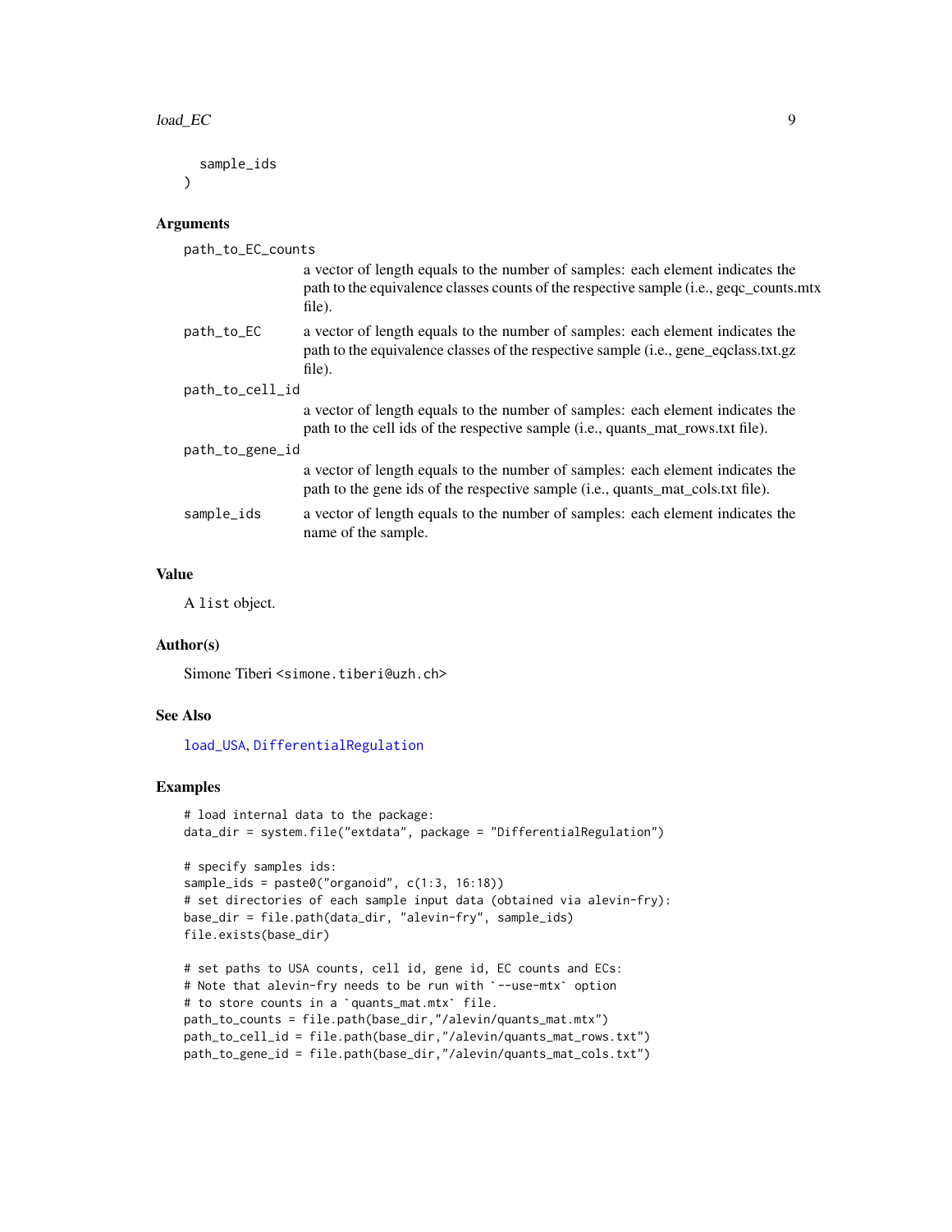```
  sample_ids
)
```

## Arguments

**path_to_EC_counts** a vector of length equals to the number of samples: each element indicates the path to the equivalence classes counts of the respective sample (i.e., geqc_counts.mtx file).

**path_to_EC** a vector of length equals to the number of samples: each element indicates the path to the equivalence classes of the respective sample (i.e., gene_eqclass.txt.gz file).

**path_to_cell_id** a vector of length equals to the number of samples: each element indicates the path to the cell ids of the respective sample (i.e., quants_mat_rows.txt file).

**path_to_gene_id** a vector of length equals to the number of samples: each element indicates the path to the gene ids of the respective sample (i.e., quants_mat_cols.txt file).

**sample_ids** a vector of length equals to the number of samples: each element indicates the name of the sample.

## Value

A `list` object.

## Author(s)

Simone Tiberi <simone.tiberi@uzh.ch>

## See Also

load_USA, DifferentialRegulation

## Examples

```
# load internal data to the package:
data_dir = system.file("extdata", package = "DifferentialRegulation")

# specify samples ids:
sample_ids = paste0("organoid", c(1:3, 16:18))
# set directories of each sample input data (obtained via alevin-fry):
base_dir = file.path(data_dir, "alevin-fry", sample_ids)
file.exists(base_dir)

# set paths to USA counts, cell id, gene id, EC counts and ECs:
# Note that alevin-fry needs to be run with `--use-mtx` option
# to store counts in a `quants_mat.mtx` file.
path_to_counts = file.path(base_dir,"/alevin/quants_mat.mtx")
path_to_cell_id = file.path(base_dir,"/alevin/quants_mat_rows.txt")
path_to_gene_id = file.path(base_dir,"/alevin/quants_mat_cols.txt")
```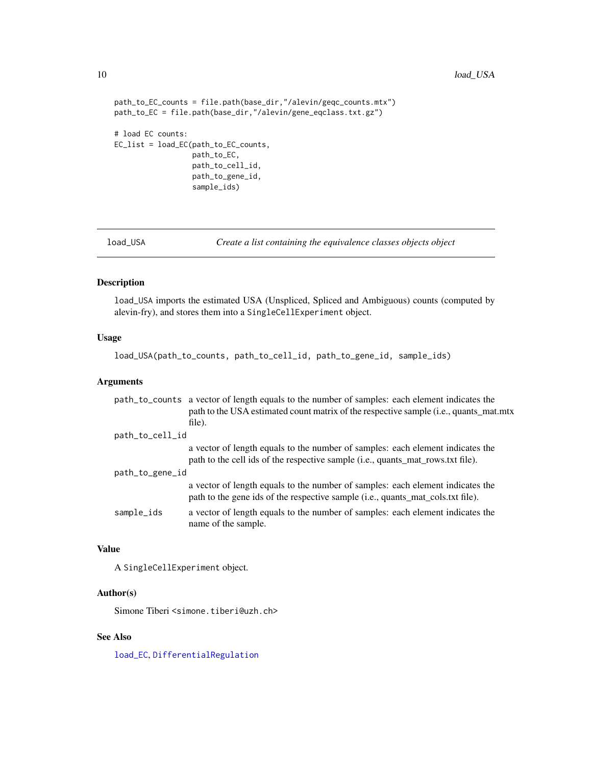```
path_to_EC_counts = file.path(base_dir,"/alevin/geqc_counts.mtx")
path_to_EC = file.path(base_dir,"/alevin/gene_eqclass.txt.gz")

# load EC counts:
EC_list = load_EC(path_to_EC_counts,
                  path_to_EC,
                  path_to_cell_id,
                  path_to_gene_id,
                  sample_ids)
```

---

## load_USA — *Create a list containing the equivalence classes objects object*

---

### Description

`load_USA` imports the estimated USA (Unspliced, Spliced and Ambiguous) counts (computed by alevin-fry), and stores them into a `SingleCellExperiment` object.

### Usage

```
load_USA(path_to_counts, path_to_cell_id, path_to_gene_id, sample_ids)
```

### Arguments

| | |
|---|---|
| `path_to_counts` | a vector of length equals to the number of samples: each element indicates the path to the USA estimated count matrix of the respective sample (i.e., quants_mat.mtx file). |
| `path_to_cell_id` | a vector of length equals to the number of samples: each element indicates the path to the cell ids of the respective sample (i.e., quants_mat_rows.txt file). |
| `path_to_gene_id` | a vector of length equals to the number of samples: each element indicates the path to the gene ids of the respective sample (i.e., quants_mat_cols.txt file). |
| `sample_ids` | a vector of length equals to the number of samples: each element indicates the name of the sample. |

### Value

A `SingleCellExperiment` object.

### Author(s)

Simone Tiberi <simone.tiberi@uzh.ch>

### See Also

`load_EC`, `DifferentialRegulation`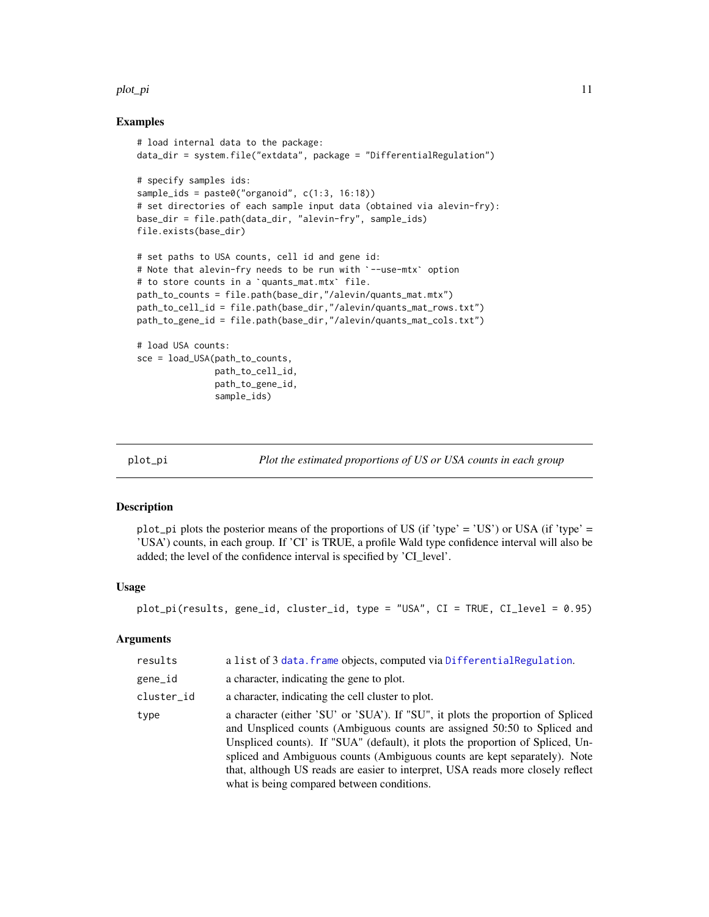### Examples

```
# load internal data to the package:
data_dir = system.file("extdata", package = "DifferentialRegulation")

# specify samples ids:
sample_ids = paste0("organoid", c(1:3, 16:18))
# set directories of each sample input data (obtained via alevin-fry):
base_dir = file.path(data_dir, "alevin-fry", sample_ids)
file.exists(base_dir)

# set paths to USA counts, cell id and gene id:
# Note that alevin-fry needs to be run with `--use-mtx` option
# to store counts in a `quants_mat.mtx` file.
path_to_counts = file.path(base_dir,"/alevin/quants_mat.mtx")
path_to_cell_id = file.path(base_dir,"/alevin/quants_mat_rows.txt")
path_to_gene_id = file.path(base_dir,"/alevin/quants_mat_cols.txt")

# load USA counts:
sce = load_USA(path_to_counts,
               path_to_cell_id,
               path_to_gene_id,
               sample_ids)
```

---

## plot_pi — *Plot the estimated proportions of US or USA counts in each group*

### Description

plot_pi plots the posterior means of the proportions of US (if 'type' = 'US') or USA (if 'type' = 'USA') counts, in each group. If 'CI' is TRUE, a profile Wald type confidence interval will also be added; the level of the confidence interval is specified by 'CI_level'.

### Usage

```
plot_pi(results, gene_id, cluster_id, type = "USA", CI = TRUE, CI_level = 0.95)
```

### Arguments

| | |
|---|---|
| results | a list of 3 data.frame objects, computed via DifferentialRegulation. |
| gene_id | a character, indicating the gene to plot. |
| cluster_id | a character, indicating the cell cluster to plot. |
| type | a character (either 'SU' or 'SUA'). If "SU", it plots the proportion of Spliced and Unspliced counts (Ambiguous counts are assigned 50:50 to Spliced and Unspliced counts). If "SUA" (default), it plots the proportion of Spliced, Unspliced and Ambiguous counts (Ambiguous counts are kept separately). Note that, although US reads are easier to interpret, USA reads more closely reflect what is being compared between conditions. |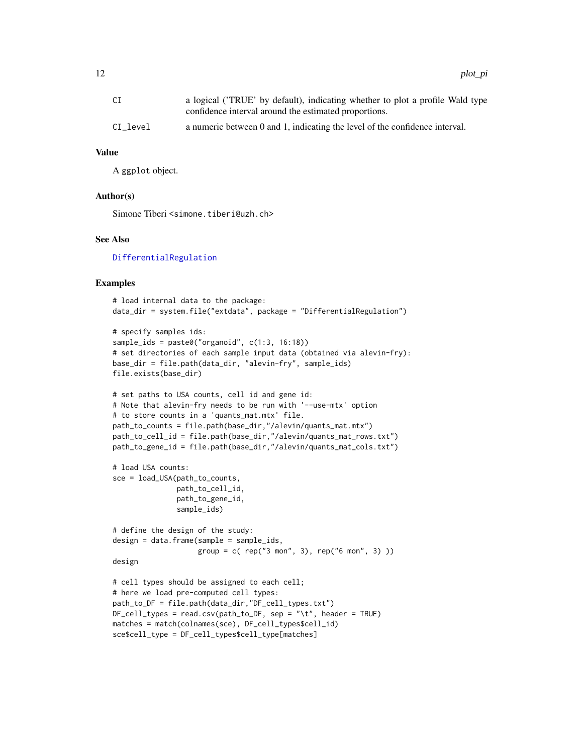| | |
|---|---|
| CI | a logical ('TRUE' by default), indicating whether to plot a profile Wald type confidence interval around the estimated proportions. |
| CI_level | a numeric between 0 and 1, indicating the level of the confidence interval. |

## Value

A ggplot object.

## Author(s)

Simone Tiberi <simone.tiberi@uzh.ch>

## See Also

DifferentialRegulation

## Examples

```
# load internal data to the package:
data_dir = system.file("extdata", package = "DifferentialRegulation")

# specify samples ids:
sample_ids = paste0("organoid", c(1:3, 16:18))
# set directories of each sample input data (obtained via alevin-fry):
base_dir = file.path(data_dir, "alevin-fry", sample_ids)
file.exists(base_dir)

# set paths to USA counts, cell id and gene id:
# Note that alevin-fry needs to be run with '--use-mtx' option
# to store counts in a 'quants_mat.mtx' file.
path_to_counts = file.path(base_dir,"/alevin/quants_mat.mtx")
path_to_cell_id = file.path(base_dir,"/alevin/quants_mat_rows.txt")
path_to_gene_id = file.path(base_dir,"/alevin/quants_mat_cols.txt")

# load USA counts:
sce = load_USA(path_to_counts,
               path_to_cell_id,
               path_to_gene_id,
               sample_ids)

# define the design of the study:
design = data.frame(sample = sample_ids,
                    group = c( rep("3 mon", 3), rep("6 mon", 3) ))
design

# cell types should be assigned to each cell;
# here we load pre-computed cell types:
path_to_DF = file.path(data_dir,"DF_cell_types.txt")
DF_cell_types = read.csv(path_to_DF, sep = "\t", header = TRUE)
matches = match(colnames(sce), DF_cell_types$cell_id)
sce$cell_type = DF_cell_types$cell_type[matches]
```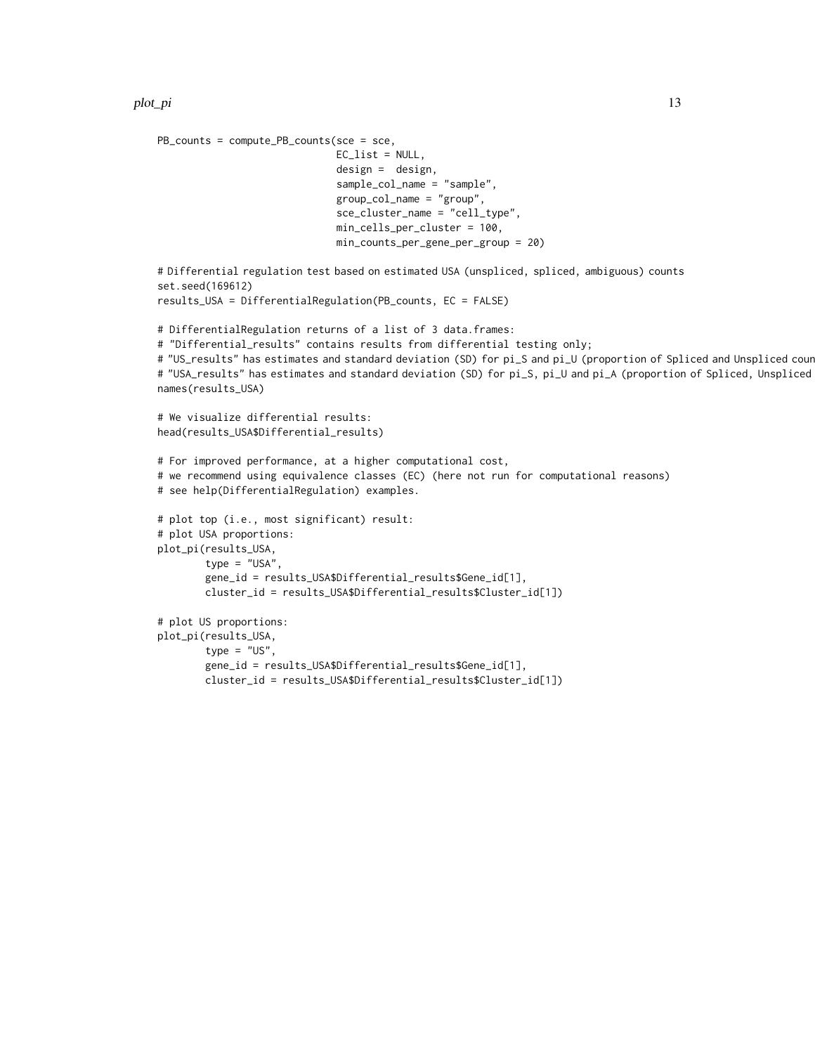```
PB_counts = compute_PB_counts(sce = sce,
                              EC_list = NULL,
                              design =  design,
                              sample_col_name = "sample",
                              group_col_name = "group",
                              sce_cluster_name = "cell_type",
                              min_cells_per_cluster = 100,
                              min_counts_per_gene_per_group = 20)

# Differential regulation test based on estimated USA (unspliced, spliced, ambiguous) counts
set.seed(169612)
results_USA = DifferentialRegulation(PB_counts, EC = FALSE)

# DifferentialRegulation returns of a list of 3 data.frames:
# "Differential_results" contains results from differential testing only;
# "US_results" has estimates and standard deviation (SD) for pi_S and pi_U (proportion of Spliced and Unspliced coun
# "USA_results" has estimates and standard deviation (SD) for pi_S, pi_U and pi_A (proportion of Spliced, Unspliced
names(results_USA)

# We visualize differential results:
head(results_USA$Differential_results)

# For improved performance, at a higher computational cost,
# we recommend using equivalence classes (EC) (here not run for computational reasons)
# see help(DifferentialRegulation) examples.

# plot top (i.e., most significant) result:
# plot USA proportions:
plot_pi(results_USA,
        type = "USA",
        gene_id = results_USA$Differential_results$Gene_id[1],
        cluster_id = results_USA$Differential_results$Cluster_id[1])

# plot US proportions:
plot_pi(results_USA,
        type = "US",
        gene_id = results_USA$Differential_results$Gene_id[1],
        cluster_id = results_USA$Differential_results$Cluster_id[1])
```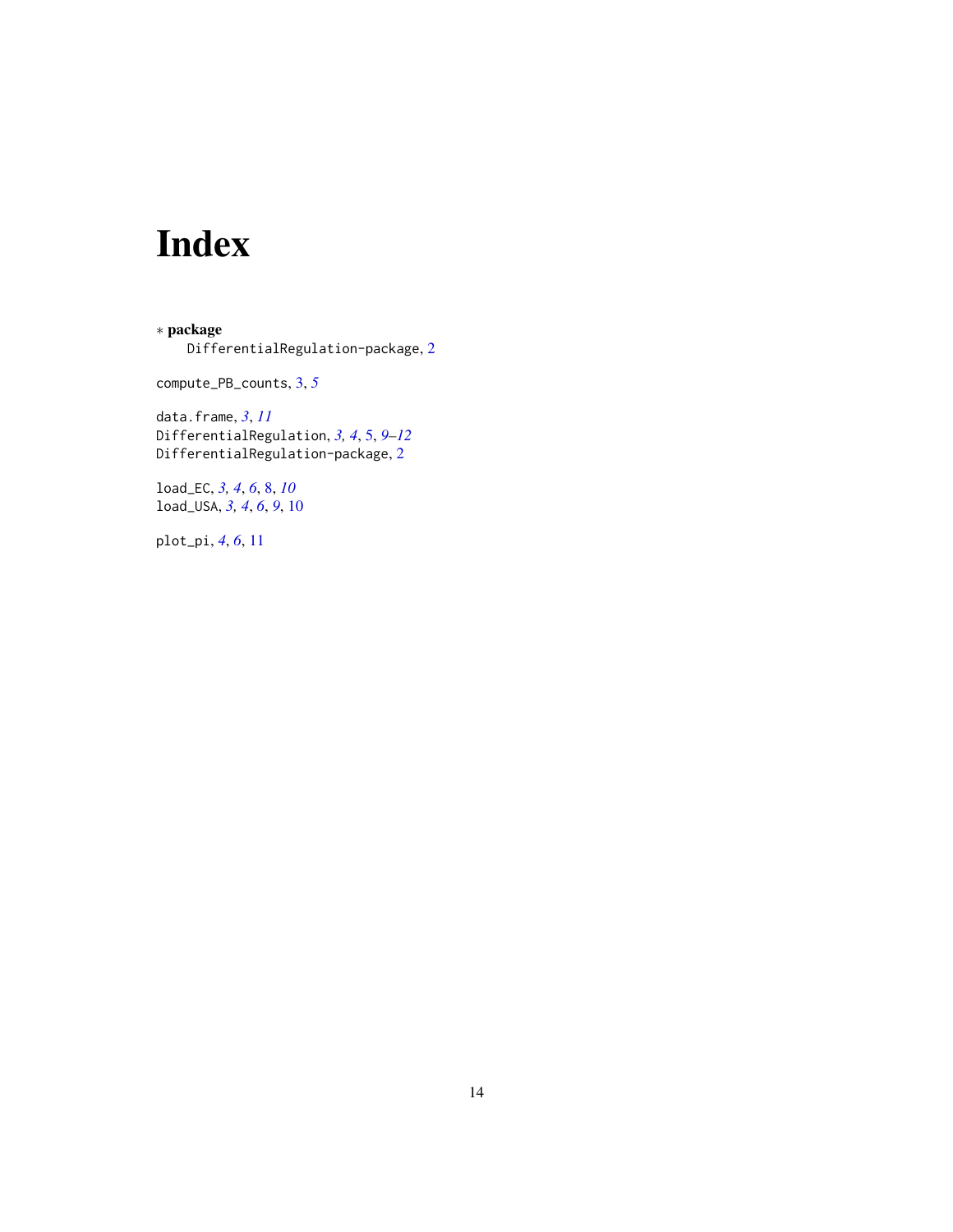# Index

∗ **package**
    DifferentialRegulation-package, 2

compute_PB_counts, 3, *5*

data.frame, *3*, *11*
DifferentialRegulation, *3, 4*, 5, *9–12*
DifferentialRegulation-package, 2

load_EC, *3, 4*, *6*, 8, *10*
load_USA, *3, 4*, *6*, *9*, 10

plot_pi, *4*, *6*, 11